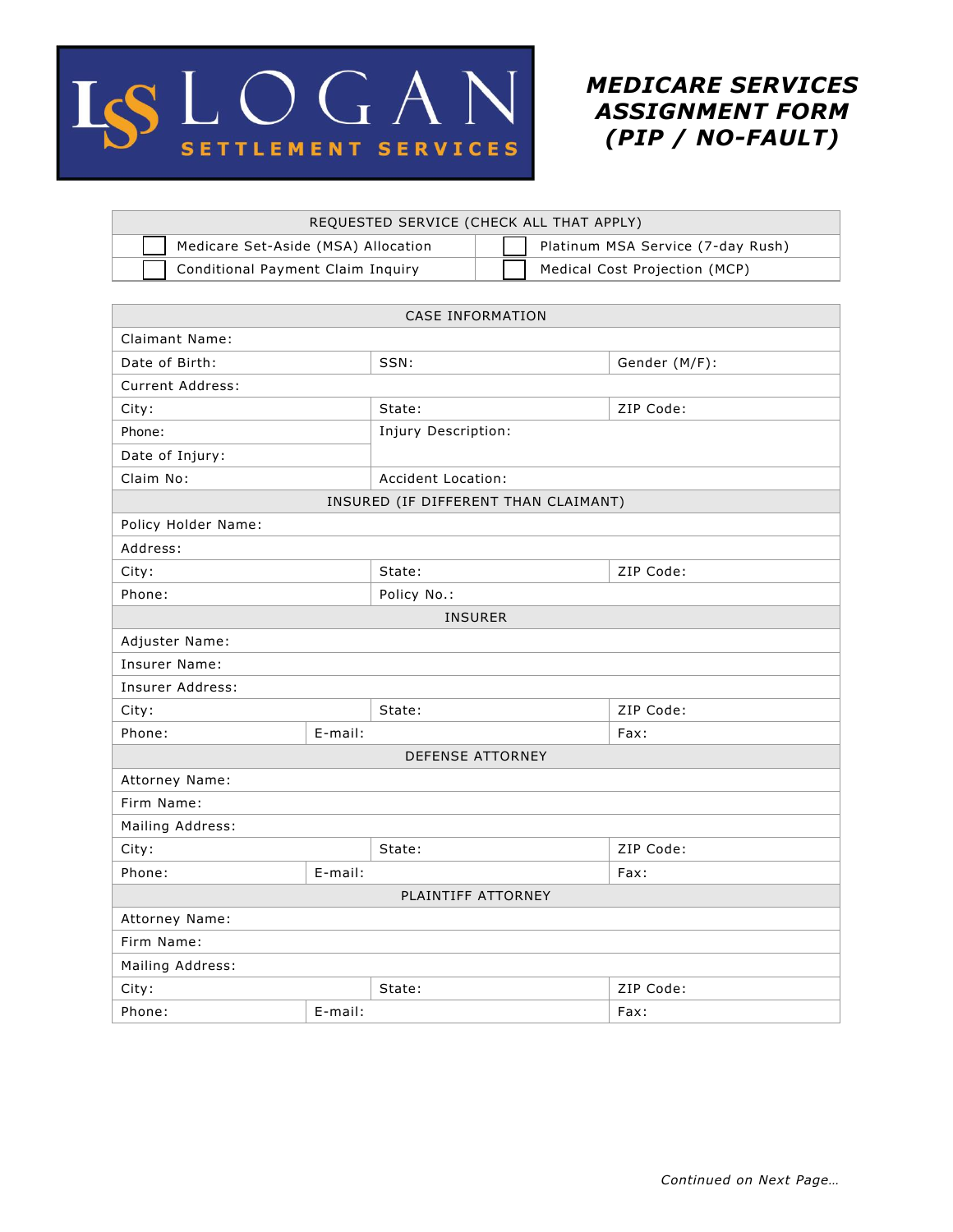LOGAN SETTLEMENT SERVICES

# MEDICARE SERVICES ASSIGNMENT FORM (PIP / NO-FAULT)

| REQUESTED SERVICE (CHECK ALL THAT APPLY) | |
|---|---|
| ☐ Medicare Set-Aside (MSA) Allocation | ☐ Platinum MSA Service (7-day Rush) |
| ☐ Conditional Payment Claim Inquiry | ☐ Medical Cost Projection (MCP) |

| CASE INFORMATION | | | |
|---|---|---|---|
| Claimant Name: | | | |
| Date of Birth: | | SSN: | Gender (M/F): |
| Current Address: | | | |
| City: | | State: | ZIP Code: |
| Phone: | | Injury Description: | |
| Date of Injury: | | | |
| Claim No: | | Accident Location: | |
| INSURED (IF DIFFERENT THAN CLAIMANT) | | | |
| Policy Holder Name: | | | |
| Address: | | | |
| City: | | State: | ZIP Code: |
| Phone: | | Policy No.: | |
| INSURER | | | |
| Adjuster Name: | | | |
| Insurer Name: | | | |
| Insurer Address: | | | |
| City: | | State: | ZIP Code: |
| Phone: | E-mail: | | Fax: |
| DEFENSE ATTORNEY | | | |
| Attorney Name: | | | |
| Firm Name: | | | |
| Mailing Address: | | | |
| City: | | State: | ZIP Code: |
| Phone: | E-mail: | | Fax: |
| PLAINTIFF ATTORNEY | | | |
| Attorney Name: | | | |
| Firm Name: | | | |
| Mailing Address: | | | |
| City: | | State: | ZIP Code: |
| Phone: | E-mail: | | Fax: |

*Continued on Next Page…*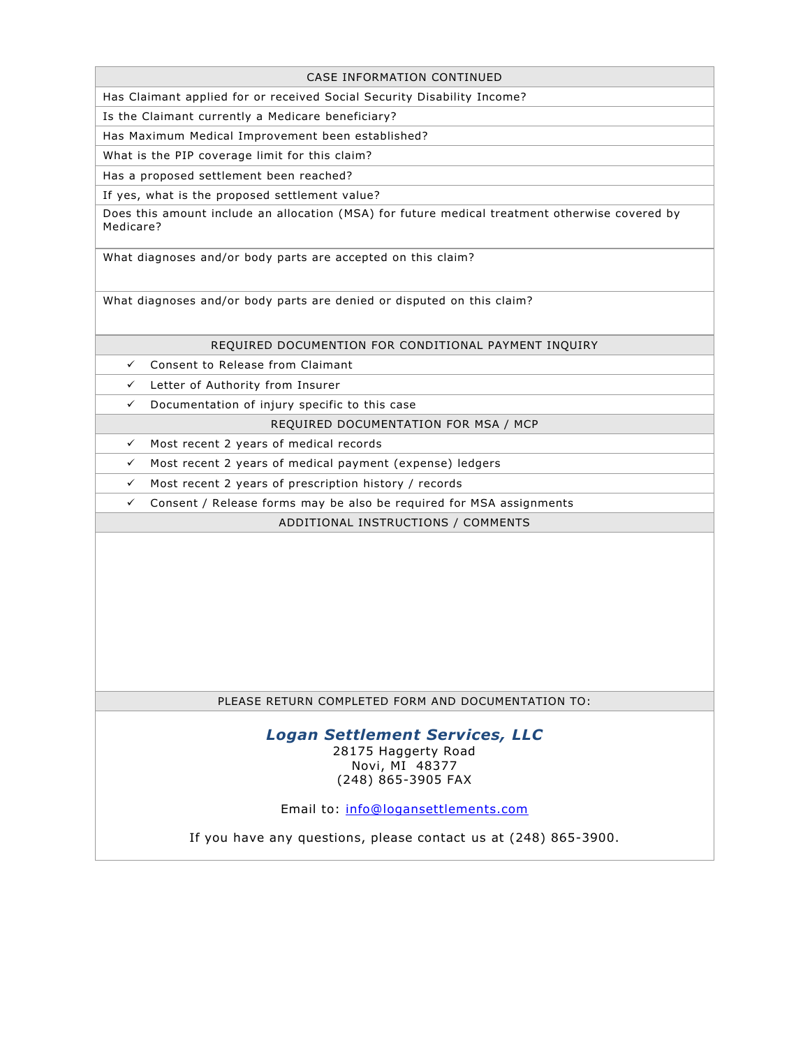| CASE INFORMATION CONTINUED |
| --- |
| Has Claimant applied for or received Social Security Disability Income? |
| Is the Claimant currently a Medicare beneficiary? |
| Has Maximum Medical Improvement been established? |
| What is the PIP coverage limit for this claim? |
| Has a proposed settlement been reached? |
| If yes, what is the proposed settlement value? |
| Does this amount include an allocation (MSA) for future medical treatment otherwise covered by Medicare? |
| What diagnoses and/or body parts are accepted on this claim? |
| What diagnoses and/or body parts are denied or disputed on this claim? |

| | REQUIRED DOCUMENTION FOR CONDITIONAL PAYMENT INQUIRY |
| --- | --- |
| ✓ | Consent to Release from Claimant |
| ✓ | Letter of Authority from Insurer |
| ✓ | Documentation of injury specific to this case |

| | REQUIRED DOCUMENTATION FOR MSA / MCP |
| --- | --- |
| ✓ | Most recent 2 years of medical records |
| ✓ | Most recent 2 years of medical payment (expense) ledgers |
| ✓ | Most recent 2 years of prescription history / records |
| ✓ | Consent / Release forms may be also be required for MSA assignments |

| ADDITIONAL INSTRUCTIONS / COMMENTS |
| --- |
| |

PLEASE RETURN COMPLETED FORM AND DOCUMENTATION TO:

***Logan Settlement Services, LLC***
28175 Haggerty Road
Novi, MI 48377
(248) 865-3905 FAX

Email to: info@logansettlements.com

If you have any questions, please contact us at (248) 865-3900.